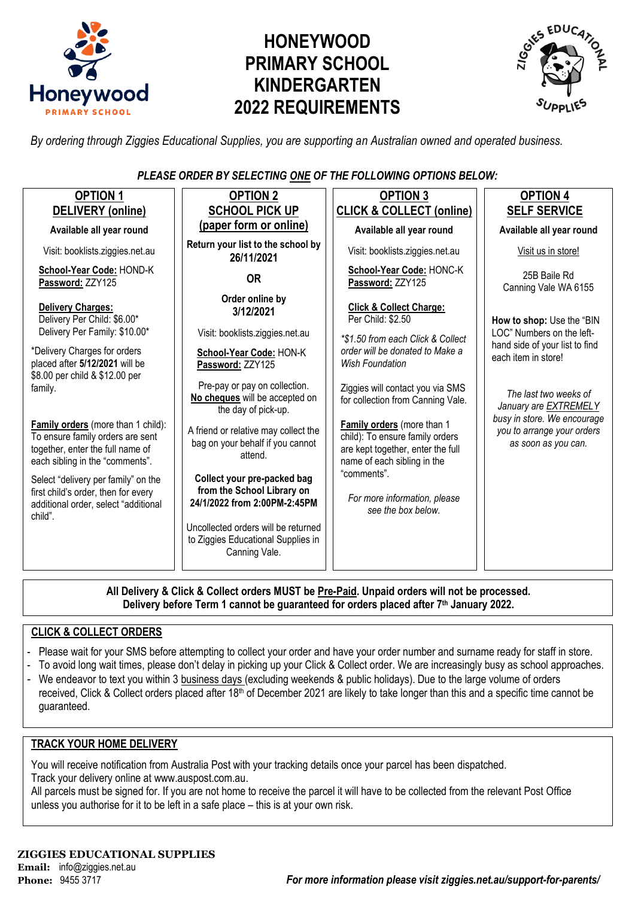# HONEYWOOD PRIMARY SCHOOL KINDERGARTEN 2022 REQUIREMENTS

*By ordering through Ziggies Educational Supplies, you are supporting an Australian owned and operated business.*

***PLEASE ORDER BY SELECTING ONE OF THE FOLLOWING OPTIONS BELOW:***

## OPTION 1 – DELIVERY (online)

**Available all year round**

Visit: booklists.ziggies.net.au

**School-Year Code:** HOND-K
**Password:** ZZY125

**Delivery Charges:**
Delivery Per Child: $6.00*
Delivery Per Family: $10.00*

*Delivery Charges for orders placed after **5/12/2021** will be $8.00 per child & $12.00 per family.

**Family orders** (more than 1 child): To ensure family orders are sent together, enter the full name of each sibling in the "comments".

Select "delivery per family" on the first child's order, then for every additional order, select "additional child".

## OPTION 2 – SCHOOL PICK UP (paper form or online)

**Return your list to the school by 26/11/2021**

**OR**

**Order online by 3/12/2021**

Visit: booklists.ziggies.net.au

**School-Year Code:** HON-K
**Password:** ZZY125

Pre-pay or pay on collection. **No cheques** will be accepted on the day of pick-up.

A friend or relative may collect the bag on your behalf if you cannot attend.

**Collect your pre-packed bag from the School Library on 24/1/2022 from 2:00PM-2:45PM**

Uncollected orders will be returned to Ziggies Educational Supplies in Canning Vale.

## OPTION 3 – CLICK & COLLECT (online)

**Available all year round**

Visit: booklists.ziggies.net.au

**School-Year Code:** HONC-K
**Password:** ZZY125

**Click & Collect Charge:**
Per Child: $2.50

*\*$1.50 from each Click & Collect order will be donated to Make a Wish Foundation*

Ziggies will contact you via SMS for collection from Canning Vale.

**Family orders** (more than 1 child): To ensure family orders are kept together, enter the full name of each sibling in the "comments".

*For more information, please see the box below.*

## OPTION 4 – SELF SERVICE

**Available all year round**

Visit us in store!

25B Baile Rd
Canning Vale WA 6155

**How to shop:** Use the "BIN LOC" Numbers on the left-hand side of your list to find each item in store!

*The last two weeks of January are EXTREMELY busy in store. We encourage you to arrange your orders as soon as you can.*

---

**All Delivery & Click & Collect orders MUST be Pre-Paid. Unpaid orders will not be processed.**
**Delivery before Term 1 cannot be guaranteed for orders placed after 7th January 2022.**

## CLICK & COLLECT ORDERS

- Please wait for your SMS before attempting to collect your order and have your order number and surname ready for staff in store.
- To avoid long wait times, please don't delay in picking up your Click & Collect order. We are increasingly busy as school approaches.
- We endeavor to text you within 3 business days (excluding weekends & public holidays). Due to the large volume of orders received, Click & Collect orders placed after 18th of December 2021 are likely to take longer than this and a specific time cannot be guaranteed.

## TRACK YOUR HOME DELIVERY

You will receive notification from Australia Post with your tracking details once your parcel has been dispatched.
Track your delivery online at www.auspost.com.au.
All parcels must be signed for. If you are not home to receive the parcel it will have to be collected from the relevant Post Office unless you authorise for it to be left in a safe place – this is at your own risk.

**ZIGGIES EDUCATIONAL SUPPLIES**
**Email:** info@ziggies.net.au
**Phone:** 9455 3717

***For more information please visit ziggies.net.au/support-for-parents/***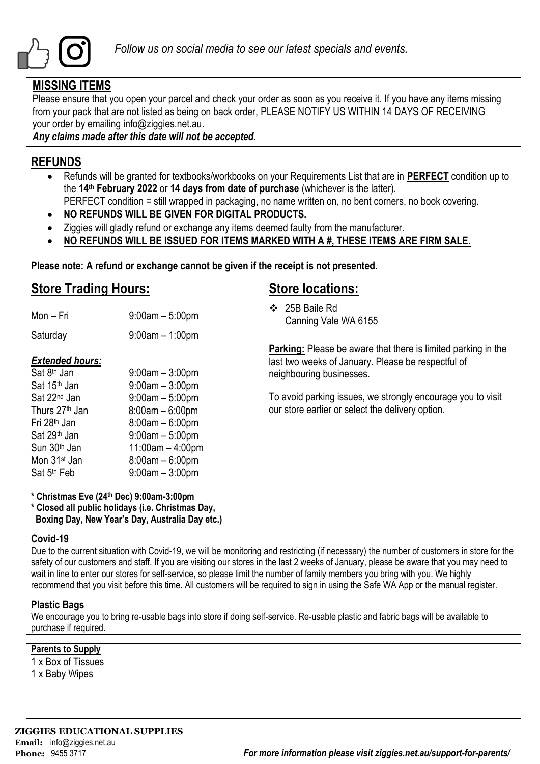*Follow us on social media to see our latest specials and events.*

## MISSING ITEMS

Please ensure that you open your parcel and check your order as soon as you receive it. If you have any items missing from your pack that are not listed as being on back order, PLEASE NOTIFY US WITHIN 14 DAYS OF RECEIVING your order by emailing info@ziggies.net.au.

***Any claims made after this date will not be accepted.***

## REFUNDS

- Refunds will be granted for textbooks/workbooks on your Requirements List that are in **PERFECT** condition up to the **14th February 2022** or **14 days from date of purchase** (whichever is the latter).
  PERFECT condition = still wrapped in packaging, no name written on, no bent corners, no book covering.
- **NO REFUNDS WILL BE GIVEN FOR DIGITAL PRODUCTS.**
- Ziggies will gladly refund or exchange any items deemed faulty from the manufacturer.
- **NO REFUNDS WILL BE ISSUED FOR ITEMS MARKED WITH A #, THESE ITEMS ARE FIRM SALE.**

**Please note: A refund or exchange cannot be given if the receipt is not presented.**

## Store Trading Hours:

| | |
|---|---|
| Mon – Fri | 9:00am – 5:00pm |
| Saturday | 9:00am – 1:00pm |

***Extended hours:***

| | |
|---|---|
| Sat 8th Jan | 9:00am – 3:00pm |
| Sat 15th Jan | 9:00am – 3:00pm |
| Sat 22nd Jan | 9:00am – 5:00pm |
| Thurs 27th Jan | 8:00am – 6:00pm |
| Fri 28th Jan | 8:00am – 6:00pm |
| Sat 29th Jan | 9:00am – 5:00pm |
| Sun 30th Jan | 11:00am – 4:00pm |
| Mon 31st Jan | 8:00am – 6:00pm |
| Sat 5th Feb | 9:00am – 3:00pm |

**\* Christmas Eve (24th Dec) 9:00am-3:00pm**
**\* Closed all public holidays (i.e. Christmas Day, Boxing Day, New Year's Day, Australia Day etc.)**

## Store locations:

- 25B Baile Rd
  Canning Vale WA 6155

**Parking:** Please be aware that there is limited parking in the last two weeks of January. Please be respectful of neighbouring businesses.

To avoid parking issues, we strongly encourage you to visit our store earlier or select the delivery option.

### Covid-19

Due to the current situation with Covid-19, we will be monitoring and restricting (if necessary) the number of customers in store for the safety of our customers and staff. If you are visiting our stores in the last 2 weeks of January, please be aware that you may need to wait in line to enter our stores for self-service, so please limit the number of family members you bring with you. We highly recommend that you visit before this time. All customers will be required to sign in using the Safe WA App or the manual register.

### Plastic Bags

We encourage you to bring re-usable bags into store if doing self-service. Re-usable plastic and fabric bags will be available to purchase if required.

### Parents to Supply

1 x Box of Tissues
1 x Baby Wipes

**ZIGGIES EDUCATIONAL SUPPLIES**
**Email:** info@ziggies.net.au
**Phone:** 9455 3717

***For more information please visit ziggies.net.au/support-for-parents/***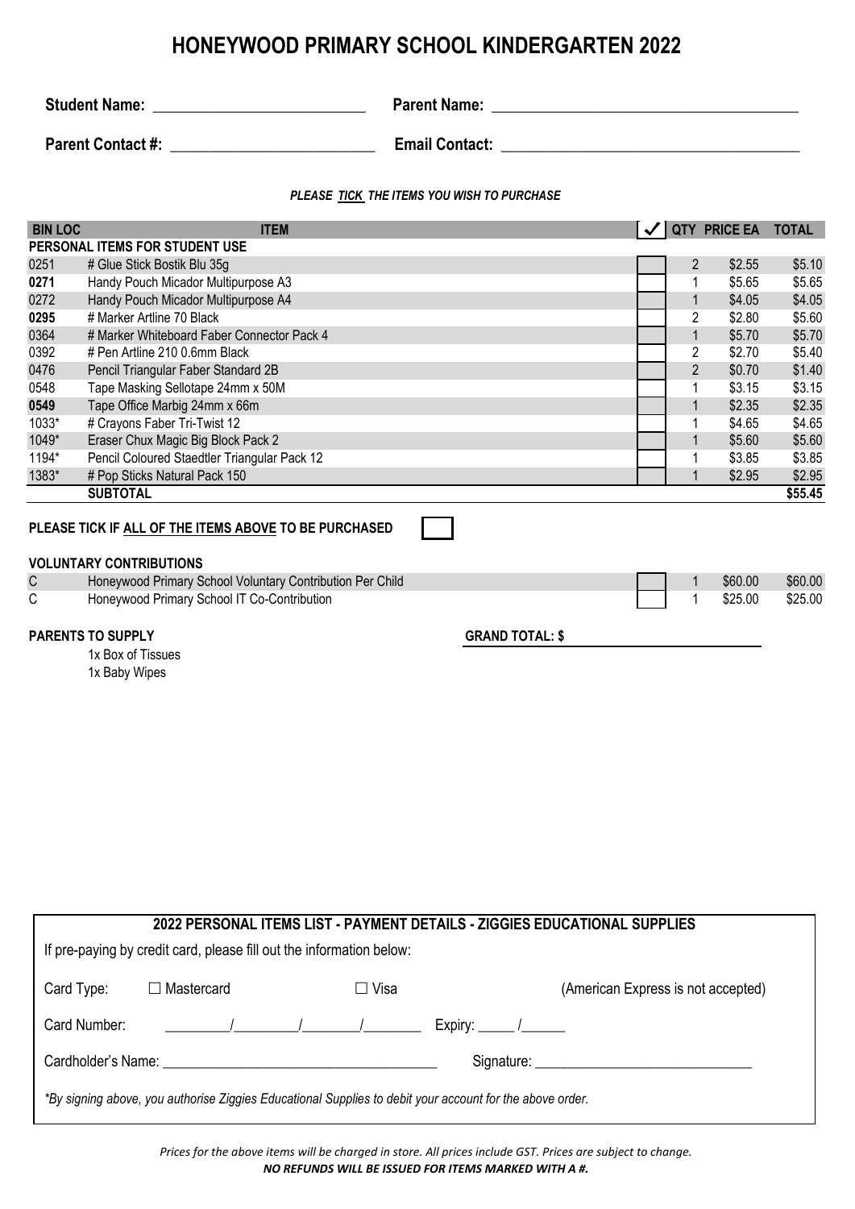# HONEYWOOD PRIMARY SCHOOL KINDERGARTEN 2022

**Student Name:** ___________________________ **Parent Name:** _______________________________________

**Parent Contact #:** ___________________________ **Email Contact:** _____________________________________

***PLEASE TICK THE ITEMS YOU WISH TO PURCHASE***

| BIN LOC | ITEM | ✓ | QTY | PRICE EA | TOTAL |
|---|---|---|---|---|---|
| **PERSONAL ITEMS FOR STUDENT USE** | | | | | |
| 0251 | # Glue Stick Bostik Blu 35g | | 2 | $2.55 | $5.10 |
| **0271** | Handy Pouch Micador Multipurpose A3 | | 1 | $5.65 | $5.65 |
| 0272 | Handy Pouch Micador Multipurpose A4 | | 1 | $4.05 | $4.05 |
| **0295** | # Marker Artline 70 Black | | 2 | $2.80 | $5.60 |
| 0364 | # Marker Whiteboard Faber Connector Pack 4 | | 1 | $5.70 | $5.70 |
| 0392 | # Pen Artline 210 0.6mm Black | | 2 | $2.70 | $5.40 |
| 0476 | Pencil Triangular Faber Standard 2B | | 2 | $0.70 | $1.40 |
| 0548 | Tape Masking Sellotape 24mm x 50M | | 1 | $3.15 | $3.15 |
| **0549** | Tape Office Marbig 24mm x 66m | | 1 | $2.35 | $2.35 |
| 1033* | # Crayons Faber Tri-Twist 12 | | 1 | $4.65 | $4.65 |
| 1049* | Eraser Chux Magic Big Block Pack 2 | | 1 | $5.60 | $5.60 |
| 1194* | Pencil Coloured Staedtler Triangular Pack 12 | | 1 | $3.85 | $3.85 |
| 1383* | # Pop Sticks Natural Pack 150 | | 1 | $2.95 | $2.95 |
| | **SUBTOTAL** | | | | **$55.45** |

**PLEASE TICK IF ALL OF THE ITEMS ABOVE TO BE PURCHASED** ☐

**VOLUNTARY CONTRIBUTIONS**

| | | | | | |
|---|---|---|---|---|---|
| C | Honeywood Primary School Voluntary Contribution Per Child | | 1 | $60.00 | $60.00 |
| C | Honeywood Primary School IT Co-Contribution | | 1 | $25.00 | $25.00 |

**PARENTS TO SUPPLY**

1x Box of Tissues
1x Baby Wipes

**GRAND TOTAL: $** ___________________

**2022 PERSONAL ITEMS LIST - PAYMENT DETAILS - ZIGGIES EDUCATIONAL SUPPLIES**

If pre-paying by credit card, please fill out the information below:

Card Type: ☐ Mastercard ☐ Visa (American Express is not accepted)

Card Number: _________/_________/________/________ Expiry: _____ /______

Cardholder's Name: _____________________________________ Signature: ______________________________

*\*By signing above, you authorise Ziggies Educational Supplies to debit your account for the above order.*

*Prices for the above items will be charged in store. All prices include GST. Prices are subject to change.*

***NO REFUNDS WILL BE ISSUED FOR ITEMS MARKED WITH A #.***